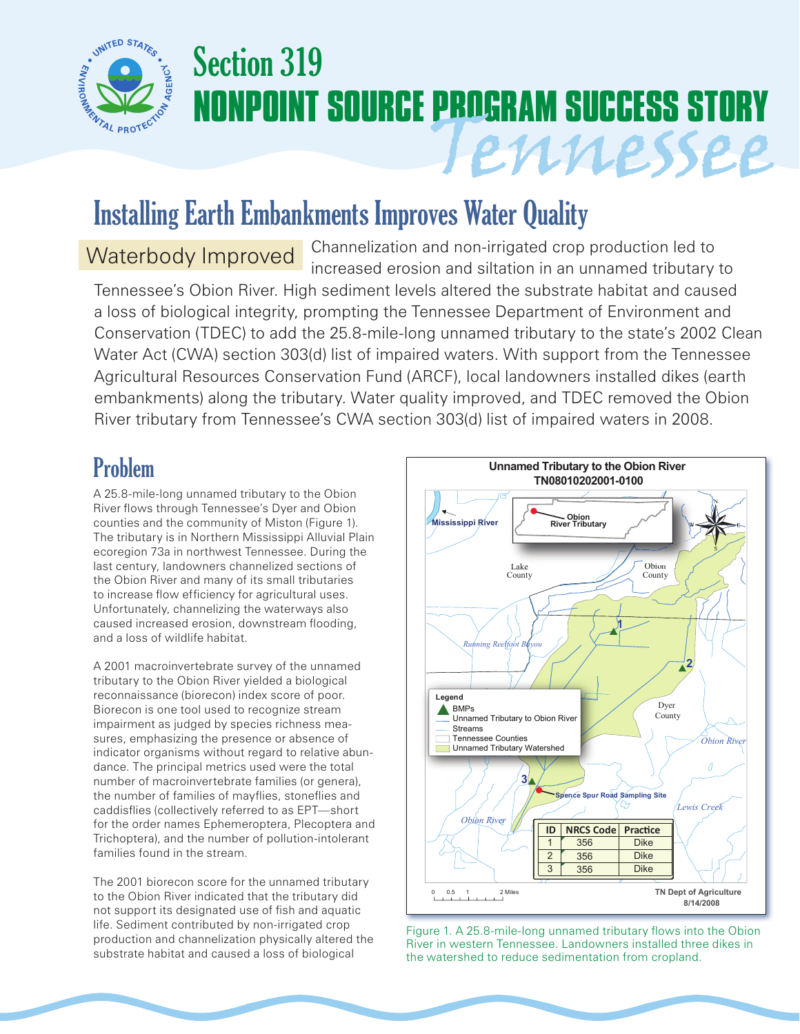# Section 319 NONPOINT SOURCE PROGRAM SUCCESS STORY Tennessee

## Installing Earth Embankments Improves Water Quality

**Waterbody Improved** Channelization and non-irrigated crop production led to increased erosion and siltation in an unnamed tributary to Tennessee's Obion River. High sediment levels altered the substrate habitat and caused a loss of biological integrity, prompting the Tennessee Department of Environment and Conservation (TDEC) to add the 25.8-mile-long unnamed tributary to the state's 2002 Clean Water Act (CWA) section 303(d) list of impaired waters. With support from the Tennessee Agricultural Resources Conservation Fund (ARCF), local landowners installed dikes (earth embankments) along the tributary. Water quality improved, and TDEC removed the Obion River tributary from Tennessee's CWA section 303(d) list of impaired waters in 2008.

## Problem

A 25.8-mile-long unnamed tributary to the Obion River flows through Tennessee's Dyer and Obion counties and the community of Miston (Figure 1). The tributary is in Northern Mississippi Alluvial Plain ecoregion 73a in northwest Tennessee. During the last century, landowners channelized sections of the Obion River and many of its small tributaries to increase flow efficiency for agricultural uses. Unfortunately, channelizing the waterways also caused increased erosion, downstream flooding, and a loss of wildlife habitat.

A 2001 macroinvertebrate survey of the unnamed tributary to the Obion River yielded a biological reconnaissance (biorecon) index score of poor. Biorecon is one tool used to recognize stream impairment as judged by species richness measures, emphasizing the presence or absence of indicator organisms without regard to relative abundance. The principal metrics used were the total number of macroinvertebrate families (or genera), the number of families of mayflies, stoneflies and caddisflies (collectively referred to as EPT—short for the order names Ephemeroptera, Plecoptera and Trichoptera), and the number of pollution-intolerant families found in the stream.

The 2001 biorecon score for the unnamed tributary to the Obion River indicated that the tributary did not support its designated use of fish and aquatic life. Sediment contributed by non-irrigated crop production and channelization physically altered the substrate habitat and caused a loss of biological

**Unnamed Tributary to the Obion River**
**TN08010202001-0100**

| ID | NRCS Code | Practice |
|---|---|---|
| 1 | 356 | Dike |
| 2 | 356 | Dike |
| 3 | 356 | Dike |

TN Dept of Agriculture 8/14/2008

Figure 1. A 25.8-mile-long unnamed tributary flows into the Obion River in western Tennessee. Landowners installed three dikes in the watershed to reduce sedimentation from cropland.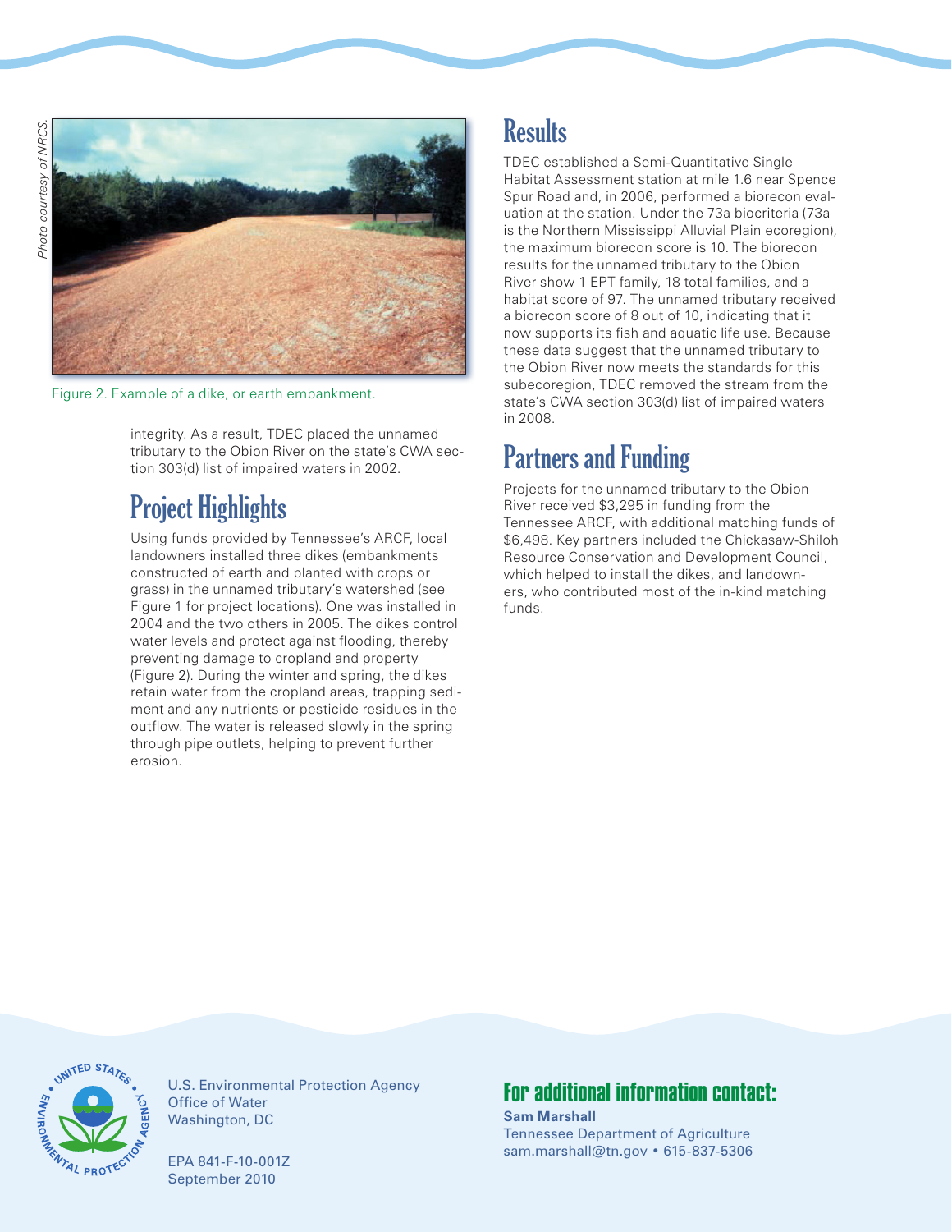*Photo courtesy of NRCS.*

Figure 2. Example of a dike, or earth embankment.

integrity. As a result, TDEC placed the unnamed tributary to the Obion River on the state's CWA section 303(d) list of impaired waters in 2002.

## Project Highlights

Using funds provided by Tennessee's ARCF, local landowners installed three dikes (embankments constructed of earth and planted with crops or grass) in the unnamed tributary's watershed (see Figure 1 for project locations). One was installed in 2004 and the two others in 2005. The dikes control water levels and protect against flooding, thereby preventing damage to cropland and property (Figure 2). During the winter and spring, the dikes retain water from the cropland areas, trapping sediment and any nutrients or pesticide residues in the outflow. The water is released slowly in the spring through pipe outlets, helping to prevent further erosion.

## Results

TDEC established a Semi-Quantitative Single Habitat Assessment station at mile 1.6 near Spence Spur Road and, in 2006, performed a biorecon evaluation at the station. Under the 73a biocriteria (73a is the Northern Mississippi Alluvial Plain ecoregion), the maximum biorecon score is 10. The biorecon results for the unnamed tributary to the Obion River show 1 EPT family, 18 total families, and a habitat score of 97. The unnamed tributary received a biorecon score of 8 out of 10, indicating that it now supports its fish and aquatic life use. Because these data suggest that the unnamed tributary to the Obion River now meets the standards for this subecoregion, TDEC removed the stream from the state's CWA section 303(d) list of impaired waters in 2008.

## Partners and Funding

Projects for the unnamed tributary to the Obion River received $3,295 in funding from the Tennessee ARCF, with additional matching funds of $6,498. Key partners included the Chickasaw-Shiloh Resource Conservation and Development Council, which helped to install the dikes, and landowners, who contributed most of the in-kind matching funds.

U.S. Environmental Protection Agency
Office of Water
Washington, DC

EPA 841-F-10-001Z
September 2010

### For additional information contact:

**Sam Marshall**
Tennessee Department of Agriculture
sam.marshall@tn.gov • 615-837-5306